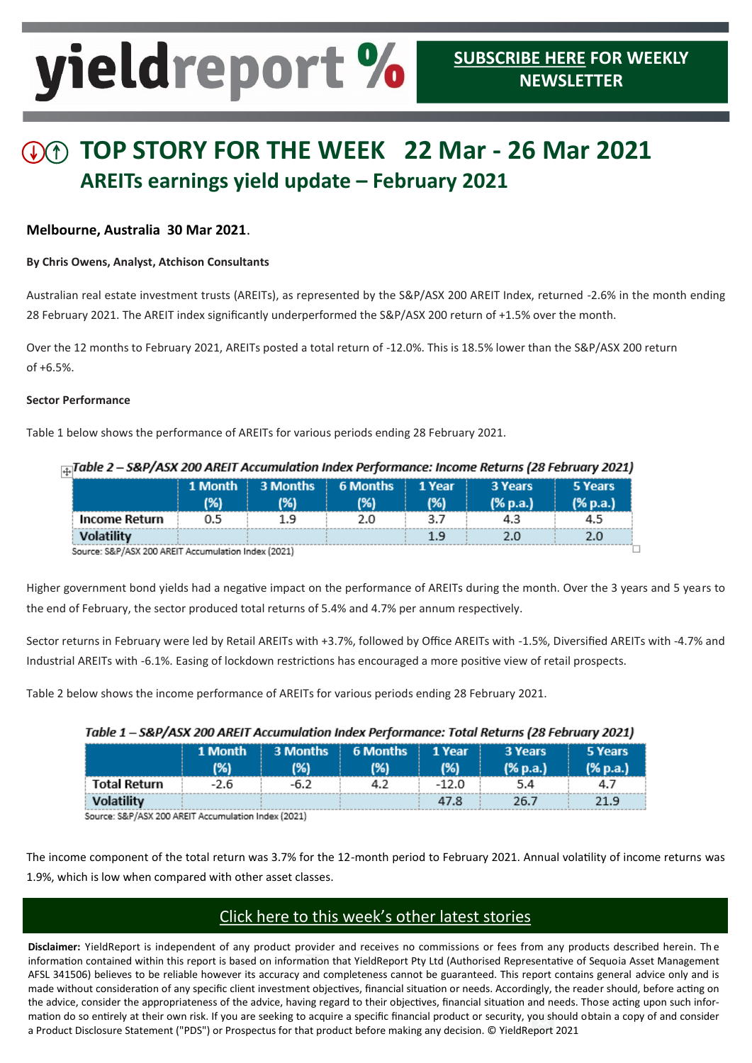# yieldreport %

**SUBSCRIBE HERE FOR WEEKLY NEWSLETTER**

## TOP STORY FOR THE WEEK 22 Mar - 26 Mar 2021

### AREITs earnings yield update – February 2021

**Melbourne, Australia 30 Mar 2021**.

**By Chris Owens, Analyst, Atchison Consultants**

Australian real estate investment trusts (AREITs), as represented by the S&P/ASX 200 AREIT Index, returned -2.6% in the month ending 28 February 2021. The AREIT index significantly underperformed the S&P/ASX 200 return of +1.5% over the month.

Over the 12 months to February 2021, AREITs posted a total return of -12.0%. This is 18.5% lower than the S&P/ASX 200 return of +6.5%.

**Sector Performance**

Table 1 below shows the performance of AREITs for various periods ending 28 February 2021.

*Table 2 – S&P/ASX 200 AREIT Accumulation Index Performance: Income Returns (28 February 2021)*

| | 1 Month (%) | 3 Months (%) | 6 Months (%) | 1 Year (%) | 3 Years (% p.a.) | 5 Years (% p.a.) |
|---|---|---|---|---|---|---|
| Income Return | 0.5 | 1.9 | 2.0 | 3.7 | 4.3 | 4.5 |
| Volatility | | | | 1.9 | 2.0 | 2.0 |

Source: S&P/ASX 200 AREIT Accumulation Index (2021)

Higher government bond yields had a negative impact on the performance of AREITs during the month. Over the 3 years and 5 years to the end of February, the sector produced total returns of 5.4% and 4.7% per annum respectively.

Sector returns in February were led by Retail AREITs with +3.7%, followed by Office AREITs with -1.5%, Diversified AREITs with -4.7% and Industrial AREITs with -6.1%. Easing of lockdown restrictions has encouraged a more positive view of retail prospects.

Table 2 below shows the income performance of AREITs for various periods ending 28 February 2021.

*Table 1 – S&P/ASX 200 AREIT Accumulation Index Performance: Total Returns (28 February 2021)*

| | 1 Month (%) | 3 Months (%) | 6 Months (%) | 1 Year (%) | 3 Years (% p.a.) | 5 Years (% p.a.) |
|---|---|---|---|---|---|---|
| Total Return | -2.6 | -6.2 | 4.2 | -12.0 | 5.4 | 4.7 |
| Volatility | | | | 47.8 | 26.7 | 21.9 |

Source: S&P/ASX 200 AREIT Accumulation Index (2021)

The income component of the total return was 3.7% for the 12-month period to February 2021. Annual volatility of income returns was 1.9%, which is low when compared with other asset classes.

**Click here to this week's other latest stories**

**Disclaimer:** YieldReport is independent of any product provider and receives no commissions or fees from any products described herein. The information contained within this report is based on information that YieldReport Pty Ltd (Authorised Representative of Sequoia Asset Management AFSL 341506) believes to be reliable however its accuracy and completeness cannot be guaranteed. This report contains general advice only and is made without consideration of any specific client investment objectives, financial situation or needs. Accordingly, the reader should, before acting on the advice, consider the appropriateness of the advice, having regard to their objectives, financial situation and needs. Those acting upon such information do so entirely at their own risk. If you are seeking to acquire a specific financial product or security, you should obtain a copy of and consider a Product Disclosure Statement ("PDS") or Prospectus for that product before making any decision. © YieldReport 2021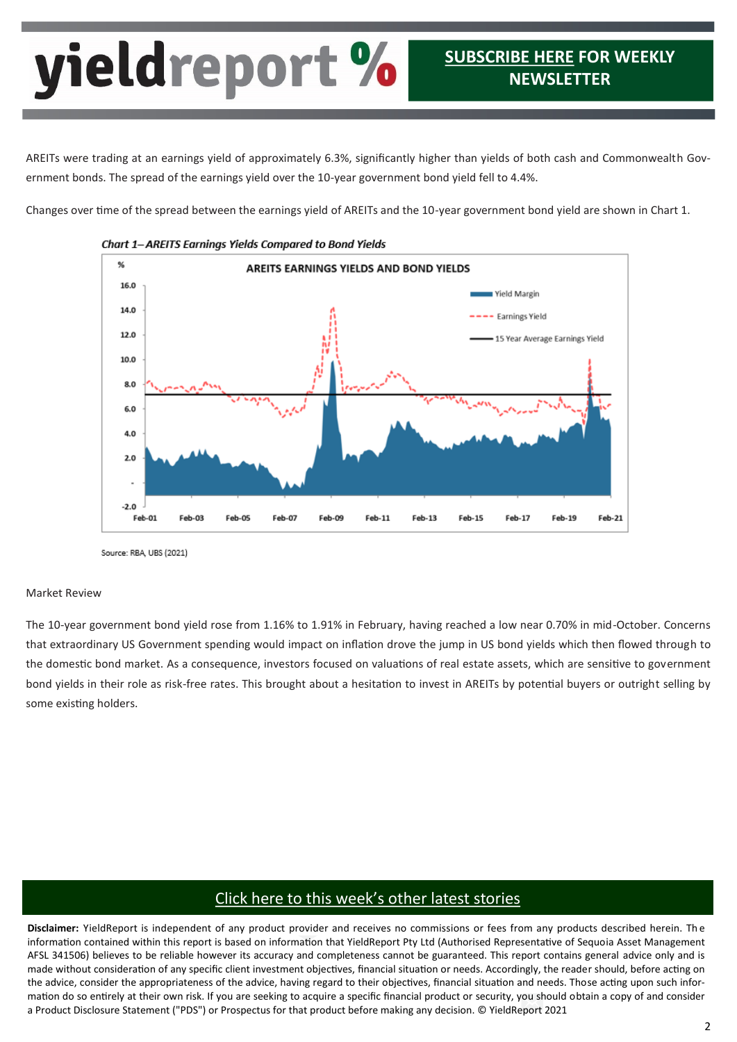AREITs were trading at an earnings yield of approximately 6.3%, significantly higher than yields of both cash and Commonwealth Government bonds. The spread of the earnings yield over the 10-year government bond yield fell to 4.4%.

Changes over time of the spread between the earnings yield of AREITs and the 10-year government bond yield are shown in Chart 1.

***Chart 1– AREITS Earnings Yields Compared to Bond Yields***

AREITS EARNINGS YIELDS AND BOND YIELDS

%

16.0
14.0
12.0
10.0
8.0
6.0
4.0
2.0
-
-2.0

Feb-01 Feb-03 Feb-05 Feb-07 Feb-09 Feb-11 Feb-13 Feb-15 Feb-17 Feb-19 Feb-21

Yield Margin
Earnings Yield
15 Year Average Earnings Yield

Source: RBA, UBS (2021)

Market Review

The 10-year government bond yield rose from 1.16% to 1.91% in February, having reached a low near 0.70% in mid-October. Concerns that extraordinary US Government spending would impact on inflation drove the jump in US bond yields which then flowed through to the domestic bond market. As a consequence, investors focused on valuations of real estate assets, which are sensitive to government bond yields in their role as risk-free rates. This brought about a hesitation to invest in AREITs by potential buyers or outright selling by some existing holders.

Click here to this week's other latest stories

**Disclaimer:** YieldReport is independent of any product provider and receives no commissions or fees from any products described herein. The information contained within this report is based on information that YieldReport Pty Ltd (Authorised Representative of Sequoia Asset Management AFSL 341506) believes to be reliable however its accuracy and completeness cannot be guaranteed. This report contains general advice only and is made without consideration of any specific client investment objectives, financial situation or needs. Accordingly, the reader should, before acting on the advice, consider the appropriateness of the advice, having regard to their objectives, financial situation and needs. Those acting upon such information do so entirely at their own risk. If you are seeking to acquire a specific financial product or security, you should obtain a copy of and consider a Product Disclosure Statement ("PDS") or Prospectus for that product before making any decision. © YieldReport 2021